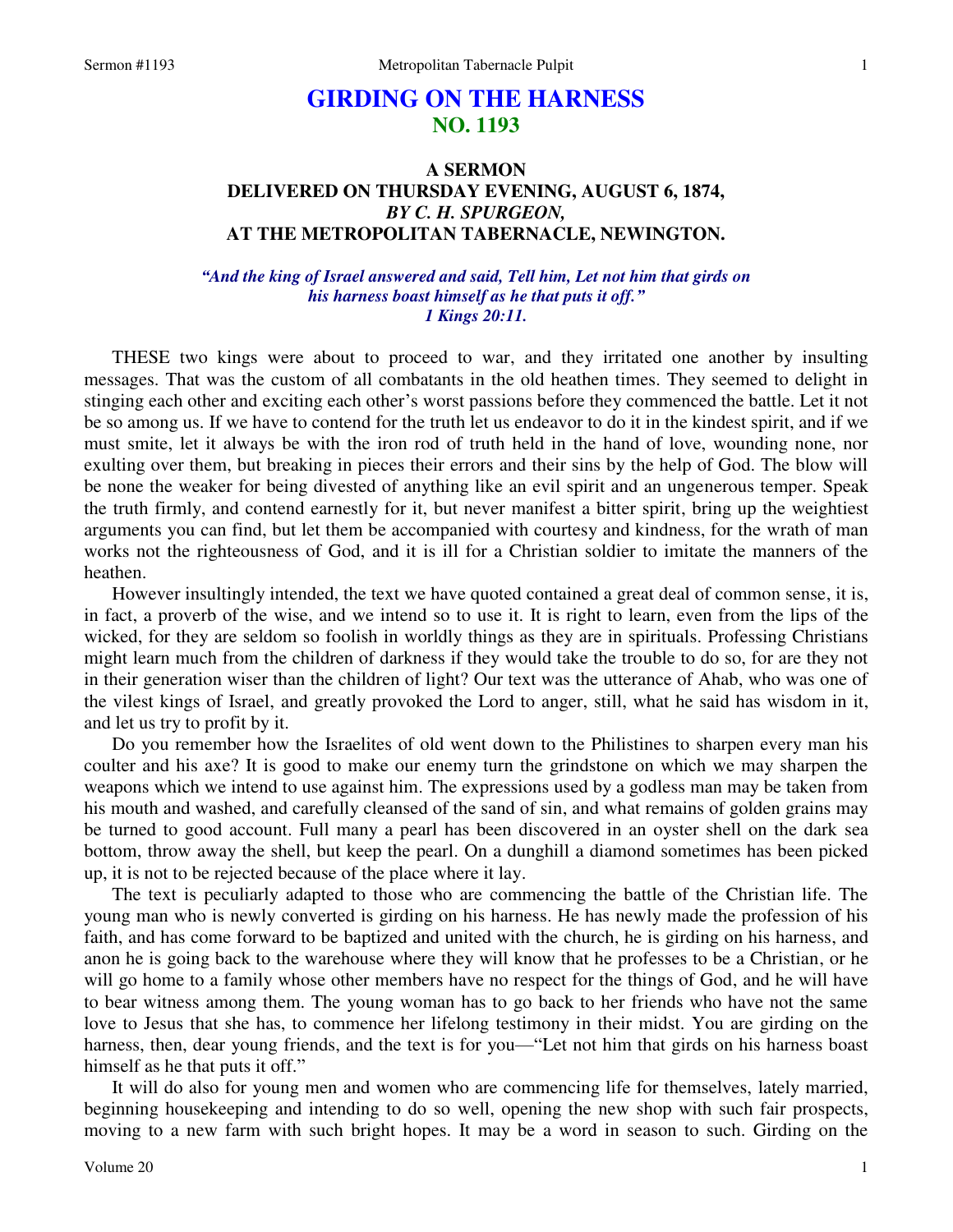# GIRDING ON THE HARNESS
## NO. 1193

### A SERMON
### DELIVERED ON THURSDAY EVENING, AUGUST 6, 1874,
### *BY C. H. SPURGEON,*
### AT THE METROPOLITAN TABERNACLE, NEWINGTON.

*"And the king of Israel answered and said, Tell him, Let not him that girds on his harness boast himself as he that puts it off."*
*1 Kings 20:11.*

THESE two kings were about to proceed to war, and they irritated one another by insulting messages. That was the custom of all combatants in the old heathen times. They seemed to delight in stinging each other and exciting each other's worst passions before they commenced the battle. Let it not be so among us. If we have to contend for the truth let us endeavor to do it in the kindest spirit, and if we must smite, let it always be with the iron rod of truth held in the hand of love, wounding none, nor exulting over them, but breaking in pieces their errors and their sins by the help of God. The blow will be none the weaker for being divested of anything like an evil spirit and an ungenerous temper. Speak the truth firmly, and contend earnestly for it, but never manifest a bitter spirit, bring up the weightiest arguments you can find, but let them be accompanied with courtesy and kindness, for the wrath of man works not the righteousness of God, and it is ill for a Christian soldier to imitate the manners of the heathen.

However insultingly intended, the text we have quoted contained a great deal of common sense, it is, in fact, a proverb of the wise, and we intend so to use it. It is right to learn, even from the lips of the wicked, for they are seldom so foolish in worldly things as they are in spirituals. Professing Christians might learn much from the children of darkness if they would take the trouble to do so, for are they not in their generation wiser than the children of light? Our text was the utterance of Ahab, who was one of the vilest kings of Israel, and greatly provoked the Lord to anger, still, what he said has wisdom in it, and let us try to profit by it.

Do you remember how the Israelites of old went down to the Philistines to sharpen every man his coulter and his axe? It is good to make our enemy turn the grindstone on which we may sharpen the weapons which we intend to use against him. The expressions used by a godless man may be taken from his mouth and washed, and carefully cleansed of the sand of sin, and what remains of golden grains may be turned to good account. Full many a pearl has been discovered in an oyster shell on the dark sea bottom, throw away the shell, but keep the pearl. On a dunghill a diamond sometimes has been picked up, it is not to be rejected because of the place where it lay.

The text is peculiarly adapted to those who are commencing the battle of the Christian life. The young man who is newly converted is girding on his harness. He has newly made the profession of his faith, and has come forward to be baptized and united with the church, he is girding on his harness, and anon he is going back to the warehouse where they will know that he professes to be a Christian, or he will go home to a family whose other members have no respect for the things of God, and he will have to bear witness among them. The young woman has to go back to her friends who have not the same love to Jesus that she has, to commence her lifelong testimony in their midst. You are girding on the harness, then, dear young friends, and the text is for you—"Let not him that girds on his harness boast himself as he that puts it off."

It will do also for young men and women who are commencing life for themselves, lately married, beginning housekeeping and intending to do so well, opening the new shop with such fair prospects, moving to a new farm with such bright hopes. It may be a word in season to such. Girding on the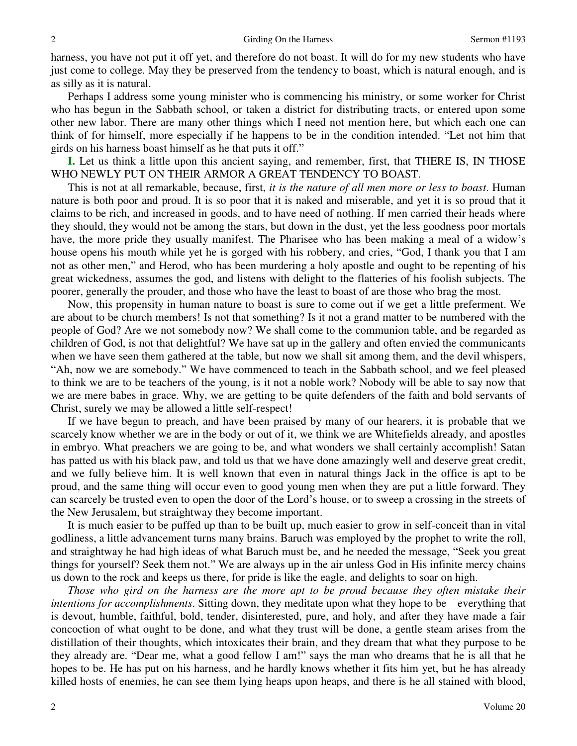harness, you have not put it off yet, and therefore do not boast. It will do for my new students who have just come to college. May they be preserved from the tendency to boast, which is natural enough, and is as silly as it is natural.

Perhaps I address some young minister who is commencing his ministry, or some worker for Christ who has begun in the Sabbath school, or taken a district for distributing tracts, or entered upon some other new labor. There are many other things which I need not mention here, but which each one can think of for himself, more especially if he happens to be in the condition intended. "Let not him that girds on his harness boast himself as he that puts it off."

**I.** Let us think a little upon this ancient saying, and remember, first, that THERE IS, IN THOSE WHO NEWLY PUT ON THEIR ARMOR A GREAT TENDENCY TO BOAST.

This is not at all remarkable, because, first, *it is the nature of all men more or less to boast*. Human nature is both poor and proud. It is so poor that it is naked and miserable, and yet it is so proud that it claims to be rich, and increased in goods, and to have need of nothing. If men carried their heads where they should, they would not be among the stars, but down in the dust, yet the less goodness poor mortals have, the more pride they usually manifest. The Pharisee who has been making a meal of a widow's house opens his mouth while yet he is gorged with his robbery, and cries, "God, I thank you that I am not as other men," and Herod, who has been murdering a holy apostle and ought to be repenting of his great wickedness, assumes the god, and listens with delight to the flatteries of his foolish subjects. The poorer, generally the prouder, and those who have the least to boast of are those who brag the most.

Now, this propensity in human nature to boast is sure to come out if we get a little preferment. We are about to be church members! Is not that something? Is it not a grand matter to be numbered with the people of God? Are we not somebody now? We shall come to the communion table, and be regarded as children of God, is not that delightful? We have sat up in the gallery and often envied the communicants when we have seen them gathered at the table, but now we shall sit among them, and the devil whispers, "Ah, now we are somebody." We have commenced to teach in the Sabbath school, and we feel pleased to think we are to be teachers of the young, is it not a noble work? Nobody will be able to say now that we are mere babes in grace. Why, we are getting to be quite defenders of the faith and bold servants of Christ, surely we may be allowed a little self-respect!

If we have begun to preach, and have been praised by many of our hearers, it is probable that we scarcely know whether we are in the body or out of it, we think we are Whitefields already, and apostles in embryo. What preachers we are going to be, and what wonders we shall certainly accomplish! Satan has patted us with his black paw, and told us that we have done amazingly well and deserve great credit, and we fully believe him. It is well known that even in natural things Jack in the office is apt to be proud, and the same thing will occur even to good young men when they are put a little forward. They can scarcely be trusted even to open the door of the Lord's house, or to sweep a crossing in the streets of the New Jerusalem, but straightway they become important.

It is much easier to be puffed up than to be built up, much easier to grow in self-conceit than in vital godliness, a little advancement turns many brains. Baruch was employed by the prophet to write the roll, and straightway he had high ideas of what Baruch must be, and he needed the message, "Seek you great things for yourself? Seek them not." We are always up in the air unless God in His infinite mercy chains us down to the rock and keeps us there, for pride is like the eagle, and delights to soar on high.

*Those who gird on the harness are the more apt to be proud because they often mistake their intentions for accomplishments*. Sitting down, they meditate upon what they hope to be—everything that is devout, humble, faithful, bold, tender, disinterested, pure, and holy, and after they have made a fair concoction of what ought to be done, and what they trust will be done, a gentle steam arises from the distillation of their thoughts, which intoxicates their brain, and they dream that what they purpose to be they already are. "Dear me, what a good fellow I am!" says the man who dreams that he is all that he hopes to be. He has put on his harness, and he hardly knows whether it fits him yet, but he has already killed hosts of enemies, he can see them lying heaps upon heaps, and there is he all stained with blood,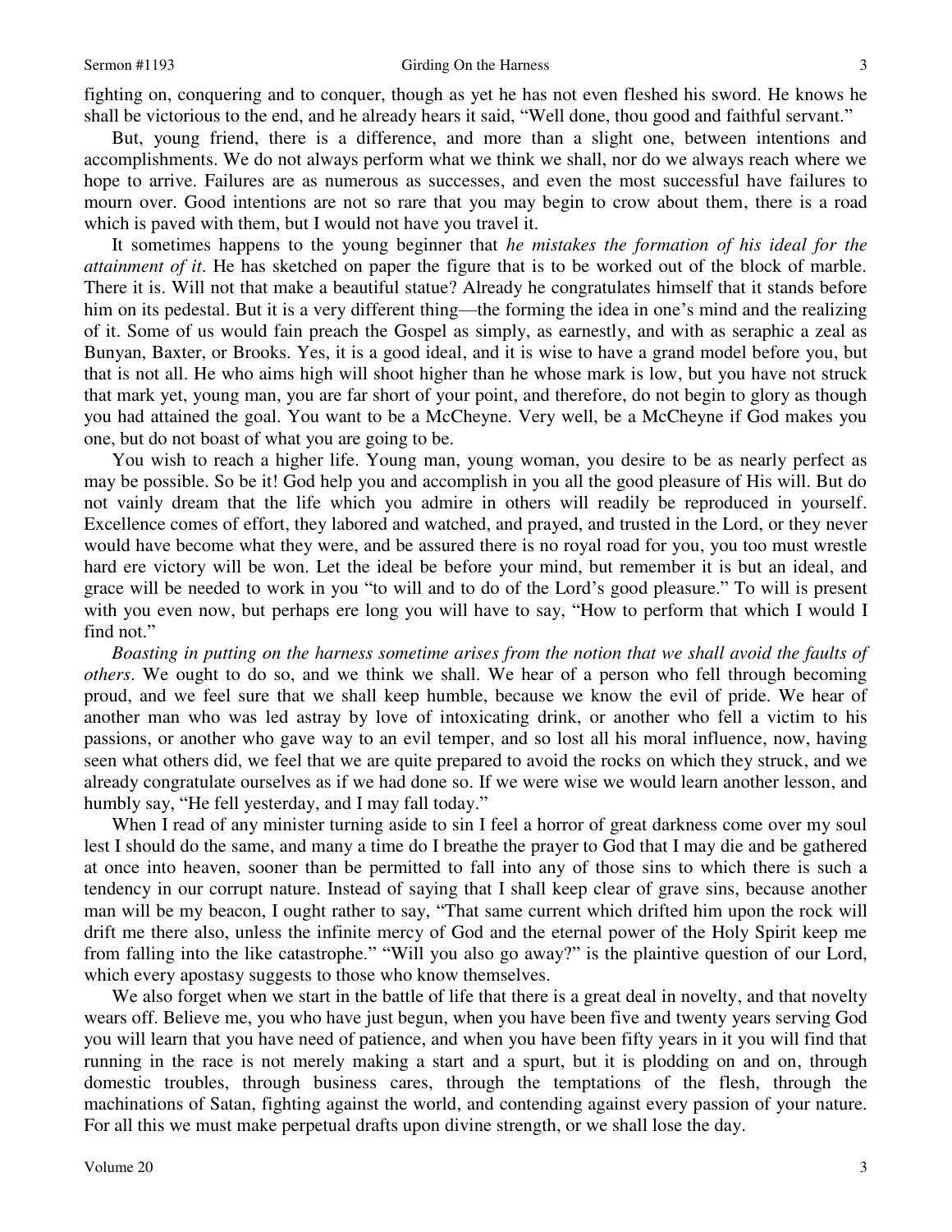fighting on, conquering and to conquer, though as yet he has not even fleshed his sword. He knows he shall be victorious to the end, and he already hears it said, "Well done, thou good and faithful servant."

But, young friend, there is a difference, and more than a slight one, between intentions and accomplishments. We do not always perform what we think we shall, nor do we always reach where we hope to arrive. Failures are as numerous as successes, and even the most successful have failures to mourn over. Good intentions are not so rare that you may begin to crow about them, there is a road which is paved with them, but I would not have you travel it.

It sometimes happens to the young beginner that *he mistakes the formation of his ideal for the attainment of it*. He has sketched on paper the figure that is to be worked out of the block of marble. There it is. Will not that make a beautiful statue? Already he congratulates himself that it stands before him on its pedestal. But it is a very different thing—the forming the idea in one's mind and the realizing of it. Some of us would fain preach the Gospel as simply, as earnestly, and with as seraphic a zeal as Bunyan, Baxter, or Brooks. Yes, it is a good ideal, and it is wise to have a grand model before you, but that is not all. He who aims high will shoot higher than he whose mark is low, but you have not struck that mark yet, young man, you are far short of your point, and therefore, do not begin to glory as though you had attained the goal. You want to be a McCheyne. Very well, be a McCheyne if God makes you one, but do not boast of what you are going to be.

You wish to reach a higher life. Young man, young woman, you desire to be as nearly perfect as may be possible. So be it! God help you and accomplish in you all the good pleasure of His will. But do not vainly dream that the life which you admire in others will readily be reproduced in yourself. Excellence comes of effort, they labored and watched, and prayed, and trusted in the Lord, or they never would have become what they were, and be assured there is no royal road for you, you too must wrestle hard ere victory will be won. Let the ideal be before your mind, but remember it is but an ideal, and grace will be needed to work in you "to will and to do of the Lord's good pleasure." To will is present with you even now, but perhaps ere long you will have to say, "How to perform that which I would I find not."

*Boasting in putting on the harness sometime arises from the notion that we shall avoid the faults of others*. We ought to do so, and we think we shall. We hear of a person who fell through becoming proud, and we feel sure that we shall keep humble, because we know the evil of pride. We hear of another man who was led astray by love of intoxicating drink, or another who fell a victim to his passions, or another who gave way to an evil temper, and so lost all his moral influence, now, having seen what others did, we feel that we are quite prepared to avoid the rocks on which they struck, and we already congratulate ourselves as if we had done so. If we were wise we would learn another lesson, and humbly say, "He fell yesterday, and I may fall today."

When I read of any minister turning aside to sin I feel a horror of great darkness come over my soul lest I should do the same, and many a time do I breathe the prayer to God that I may die and be gathered at once into heaven, sooner than be permitted to fall into any of those sins to which there is such a tendency in our corrupt nature. Instead of saying that I shall keep clear of grave sins, because another man will be my beacon, I ought rather to say, "That same current which drifted him upon the rock will drift me there also, unless the infinite mercy of God and the eternal power of the Holy Spirit keep me from falling into the like catastrophe." "Will you also go away?" is the plaintive question of our Lord, which every apostasy suggests to those who know themselves.

We also forget when we start in the battle of life that there is a great deal in novelty, and that novelty wears off. Believe me, you who have just begun, when you have been five and twenty years serving God you will learn that you have need of patience, and when you have been fifty years in it you will find that running in the race is not merely making a start and a spurt, but it is plodding on and on, through domestic troubles, through business cares, through the temptations of the flesh, through the machinations of Satan, fighting against the world, and contending against every passion of your nature. For all this we must make perpetual drafts upon divine strength, or we shall lose the day.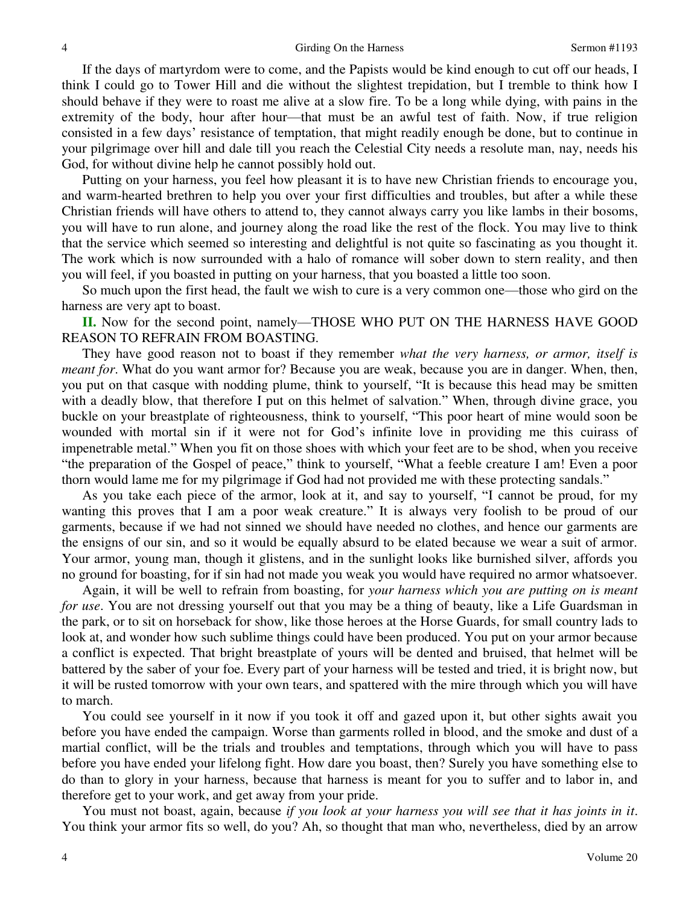If the days of martyrdom were to come, and the Papists would be kind enough to cut off our heads, I think I could go to Tower Hill and die without the slightest trepidation, but I tremble to think how I should behave if they were to roast me alive at a slow fire. To be a long while dying, with pains in the extremity of the body, hour after hour—that must be an awful test of faith. Now, if true religion consisted in a few days' resistance of temptation, that might readily enough be done, but to continue in your pilgrimage over hill and dale till you reach the Celestial City needs a resolute man, nay, needs his God, for without divine help he cannot possibly hold out.

Putting on your harness, you feel how pleasant it is to have new Christian friends to encourage you, and warm-hearted brethren to help you over your first difficulties and troubles, but after a while these Christian friends will have others to attend to, they cannot always carry you like lambs in their bosoms, you will have to run alone, and journey along the road like the rest of the flock. You may live to think that the service which seemed so interesting and delightful is not quite so fascinating as you thought it. The work which is now surrounded with a halo of romance will sober down to stern reality, and then you will feel, if you boasted in putting on your harness, that you boasted a little too soon.

So much upon the first head, the fault we wish to cure is a very common one—those who gird on the harness are very apt to boast.

**II.** Now for the second point, namely—THOSE WHO PUT ON THE HARNESS HAVE GOOD REASON TO REFRAIN FROM BOASTING.

They have good reason not to boast if they remember *what the very harness, or armor, itself is meant for*. What do you want armor for? Because you are weak, because you are in danger. When, then, you put on that casque with nodding plume, think to yourself, "It is because this head may be smitten with a deadly blow, that therefore I put on this helmet of salvation." When, through divine grace, you buckle on your breastplate of righteousness, think to yourself, "This poor heart of mine would soon be wounded with mortal sin if it were not for God's infinite love in providing me this cuirass of impenetrable metal." When you fit on those shoes with which your feet are to be shod, when you receive "the preparation of the Gospel of peace," think to yourself, "What a feeble creature I am! Even a poor thorn would lame me for my pilgrimage if God had not provided me with these protecting sandals."

As you take each piece of the armor, look at it, and say to yourself, "I cannot be proud, for my wanting this proves that I am a poor weak creature." It is always very foolish to be proud of our garments, because if we had not sinned we should have needed no clothes, and hence our garments are the ensigns of our sin, and so it would be equally absurd to be elated because we wear a suit of armor. Your armor, young man, though it glistens, and in the sunlight looks like burnished silver, affords you no ground for boasting, for if sin had not made you weak you would have required no armor whatsoever.

Again, it will be well to refrain from boasting, for *your harness which you are putting on is meant for use*. You are not dressing yourself out that you may be a thing of beauty, like a Life Guardsman in the park, or to sit on horseback for show, like those heroes at the Horse Guards, for small country lads to look at, and wonder how such sublime things could have been produced. You put on your armor because a conflict is expected. That bright breastplate of yours will be dented and bruised, that helmet will be battered by the saber of your foe. Every part of your harness will be tested and tried, it is bright now, but it will be rusted tomorrow with your own tears, and spattered with the mire through which you will have to march.

You could see yourself in it now if you took it off and gazed upon it, but other sights await you before you have ended the campaign. Worse than garments rolled in blood, and the smoke and dust of a martial conflict, will be the trials and troubles and temptations, through which you will have to pass before you have ended your lifelong fight. How dare you boast, then? Surely you have something else to do than to glory in your harness, because that harness is meant for you to suffer and to labor in, and therefore get to your work, and get away from your pride.

You must not boast, again, because *if you look at your harness you will see that it has joints in it*. You think your armor fits so well, do you? Ah, so thought that man who, nevertheless, died by an arrow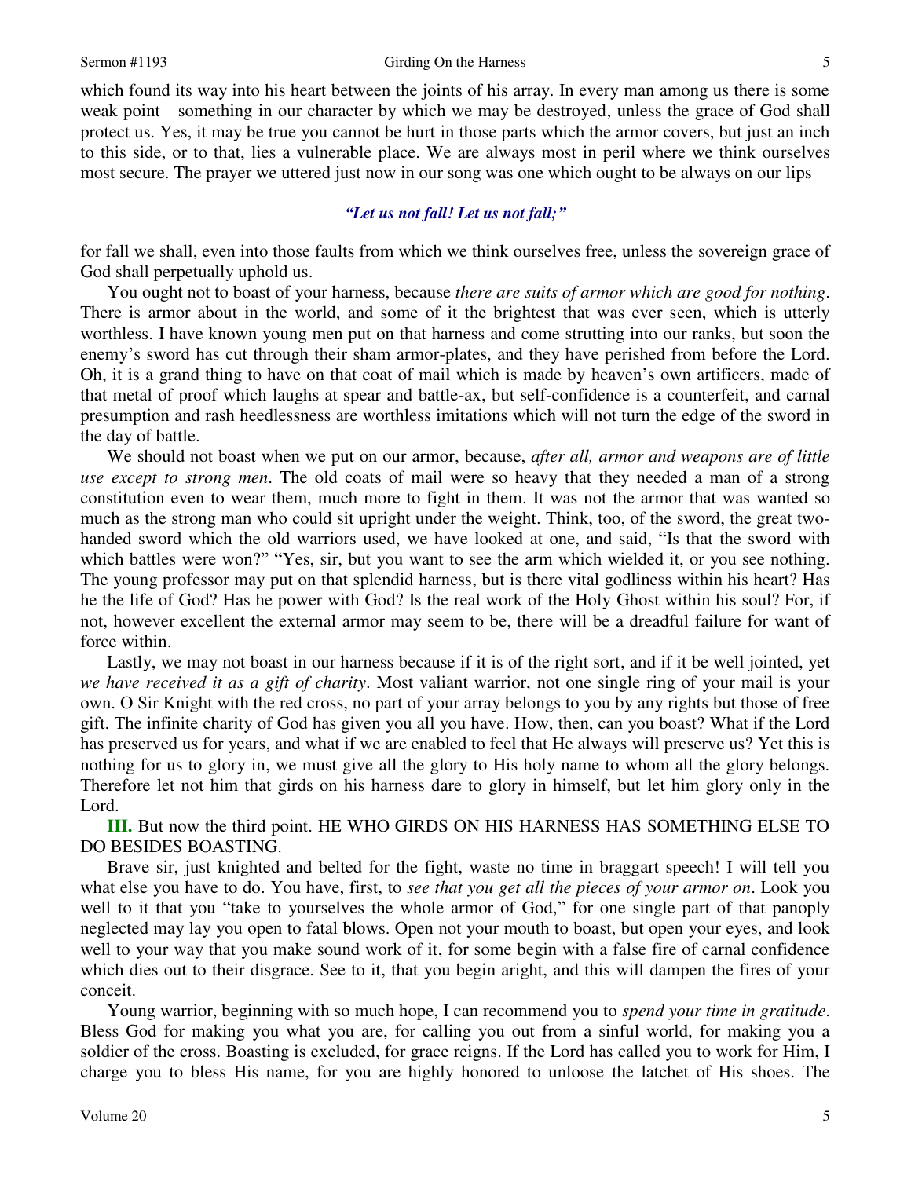which found its way into his heart between the joints of his array. In every man among us there is some weak point—something in our character by which we may be destroyed, unless the grace of God shall protect us. Yes, it may be true you cannot be hurt in those parts which the armor covers, but just an inch to this side, or to that, lies a vulnerable place. We are always most in peril where we think ourselves most secure. The prayer we uttered just now in our song was one which ought to be always on our lips—

> ***"Let us not fall! Let us not fall;"***

for fall we shall, even into those faults from which we think ourselves free, unless the sovereign grace of God shall perpetually uphold us.

You ought not to boast of your harness, because *there are suits of armor which are good for nothing*. There is armor about in the world, and some of it the brightest that was ever seen, which is utterly worthless. I have known young men put on that harness and come strutting into our ranks, but soon the enemy's sword has cut through their sham armor-plates, and they have perished from before the Lord. Oh, it is a grand thing to have on that coat of mail which is made by heaven's own artificers, made of that metal of proof which laughs at spear and battle-ax, but self-confidence is a counterfeit, and carnal presumption and rash heedlessness are worthless imitations which will not turn the edge of the sword in the day of battle.

We should not boast when we put on our armor, because, *after all, armor and weapons are of little use except to strong men*. The old coats of mail were so heavy that they needed a man of a strong constitution even to wear them, much more to fight in them. It was not the armor that was wanted so much as the strong man who could sit upright under the weight. Think, too, of the sword, the great two-handed sword which the old warriors used, we have looked at one, and said, "Is that the sword with which battles were won?" "Yes, sir, but you want to see the arm which wielded it, or you see nothing. The young professor may put on that splendid harness, but is there vital godliness within his heart? Has he the life of God? Has he power with God? Is the real work of the Holy Ghost within his soul? For, if not, however excellent the external armor may seem to be, there will be a dreadful failure for want of force within.

Lastly, we may not boast in our harness because if it is of the right sort, and if it be well jointed, yet *we have received it as a gift of charity*. Most valiant warrior, not one single ring of your mail is your own. O Sir Knight with the red cross, no part of your array belongs to you by any rights but those of free gift. The infinite charity of God has given you all you have. How, then, can you boast? What if the Lord has preserved us for years, and what if we are enabled to feel that He always will preserve us? Yet this is nothing for us to glory in, we must give all the glory to His holy name to whom all the glory belongs. Therefore let not him that girds on his harness dare to glory in himself, but let him glory only in the Lord.

**III.** But now the third point. HE WHO GIRDS ON HIS HARNESS HAS SOMETHING ELSE TO DO BESIDES BOASTING.

Brave sir, just knighted and belted for the fight, waste no time in braggart speech! I will tell you what else you have to do. You have, first, to *see that you get all the pieces of your armor on*. Look you well to it that you "take to yourselves the whole armor of God," for one single part of that panoply neglected may lay you open to fatal blows. Open not your mouth to boast, but open your eyes, and look well to your way that you make sound work of it, for some begin with a false fire of carnal confidence which dies out to their disgrace. See to it, that you begin aright, and this will dampen the fires of your conceit.

Young warrior, beginning with so much hope, I can recommend you to *spend your time in gratitude*. Bless God for making you what you are, for calling you out from a sinful world, for making you a soldier of the cross. Boasting is excluded, for grace reigns. If the Lord has called you to work for Him, I charge you to bless His name, for you are highly honored to unloose the latchet of His shoes. The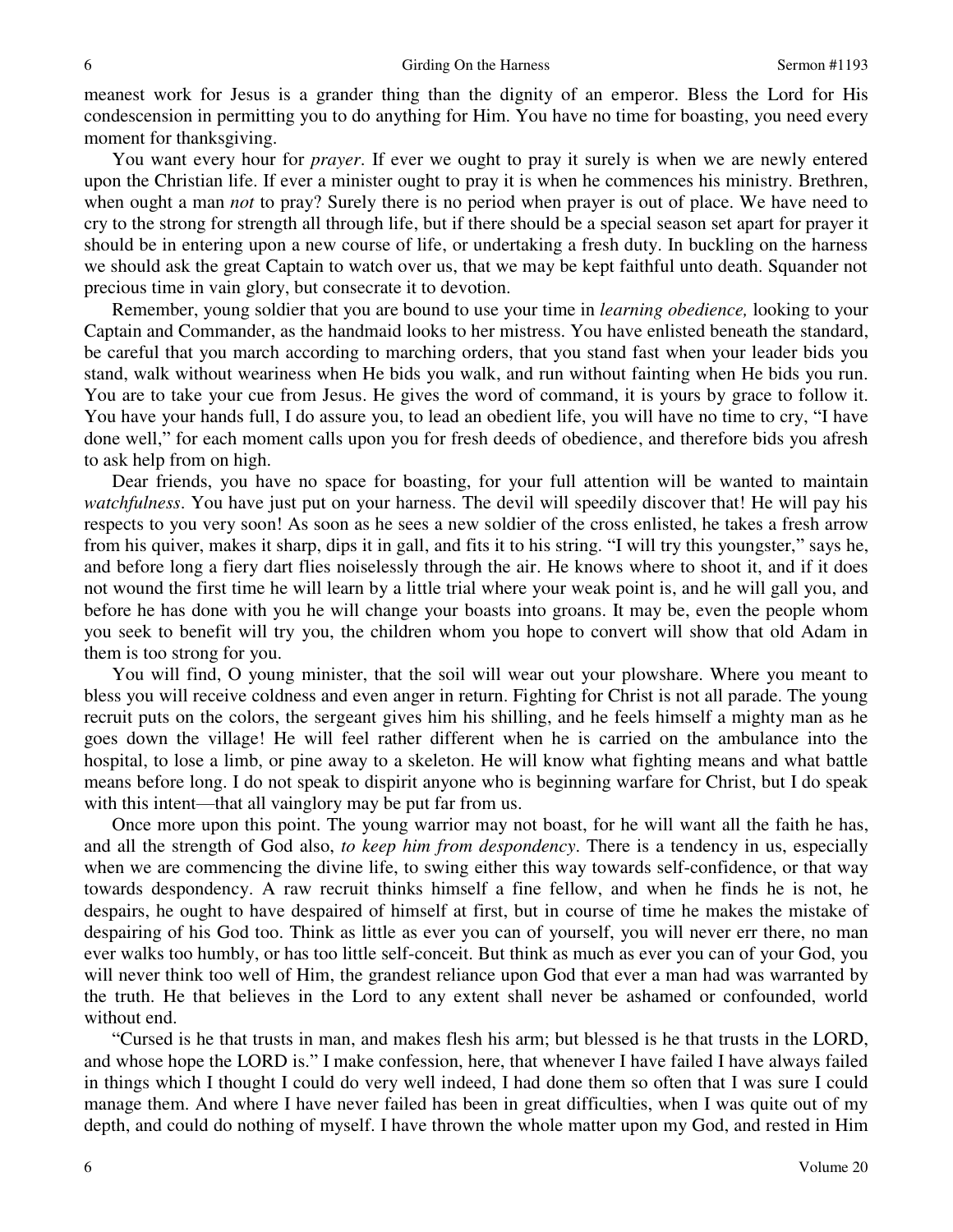meanest work for Jesus is a grander thing than the dignity of an emperor. Bless the Lord for His condescension in permitting you to do anything for Him. You have no time for boasting, you need every moment for thanksgiving.

You want every hour for *prayer*. If ever we ought to pray it surely is when we are newly entered upon the Christian life. If ever a minister ought to pray it is when he commences his ministry. Brethren, when ought a man *not* to pray? Surely there is no period when prayer is out of place. We have need to cry to the strong for strength all through life, but if there should be a special season set apart for prayer it should be in entering upon a new course of life, or undertaking a fresh duty. In buckling on the harness we should ask the great Captain to watch over us, that we may be kept faithful unto death. Squander not precious time in vain glory, but consecrate it to devotion.

Remember, young soldier that you are bound to use your time in *learning obedience,* looking to your Captain and Commander, as the handmaid looks to her mistress. You have enlisted beneath the standard, be careful that you march according to marching orders, that you stand fast when your leader bids you stand, walk without weariness when He bids you walk, and run without fainting when He bids you run. You are to take your cue from Jesus. He gives the word of command, it is yours by grace to follow it. You have your hands full, I do assure you, to lead an obedient life, you will have no time to cry, "I have done well," for each moment calls upon you for fresh deeds of obedience, and therefore bids you afresh to ask help from on high.

Dear friends, you have no space for boasting, for your full attention will be wanted to maintain *watchfulness*. You have just put on your harness. The devil will speedily discover that! He will pay his respects to you very soon! As soon as he sees a new soldier of the cross enlisted, he takes a fresh arrow from his quiver, makes it sharp, dips it in gall, and fits it to his string. "I will try this youngster," says he, and before long a fiery dart flies noiselessly through the air. He knows where to shoot it, and if it does not wound the first time he will learn by a little trial where your weak point is, and he will gall you, and before he has done with you he will change your boasts into groans. It may be, even the people whom you seek to benefit will try you, the children whom you hope to convert will show that old Adam in them is too strong for you.

You will find, O young minister, that the soil will wear out your plowshare. Where you meant to bless you will receive coldness and even anger in return. Fighting for Christ is not all parade. The young recruit puts on the colors, the sergeant gives him his shilling, and he feels himself a mighty man as he goes down the village! He will feel rather different when he is carried on the ambulance into the hospital, to lose a limb, or pine away to a skeleton. He will know what fighting means and what battle means before long. I do not speak to dispirit anyone who is beginning warfare for Christ, but I do speak with this intent—that all vainglory may be put far from us.

Once more upon this point. The young warrior may not boast, for he will want all the faith he has, and all the strength of God also, *to keep him from despondency*. There is a tendency in us, especially when we are commencing the divine life, to swing either this way towards self-confidence, or that way towards despondency. A raw recruit thinks himself a fine fellow, and when he finds he is not, he despairs, he ought to have despaired of himself at first, but in course of time he makes the mistake of despairing of his God too. Think as little as ever you can of yourself, you will never err there, no man ever walks too humbly, or has too little self-conceit. But think as much as ever you can of your God, you will never think too well of Him, the grandest reliance upon God that ever a man had was warranted by the truth. He that believes in the Lord to any extent shall never be ashamed or confounded, world without end.

"Cursed is he that trusts in man, and makes flesh his arm; but blessed is he that trusts in the LORD, and whose hope the LORD is." I make confession, here, that whenever I have failed I have always failed in things which I thought I could do very well indeed, I had done them so often that I was sure I could manage them. And where I have never failed has been in great difficulties, when I was quite out of my depth, and could do nothing of myself. I have thrown the whole matter upon my God, and rested in Him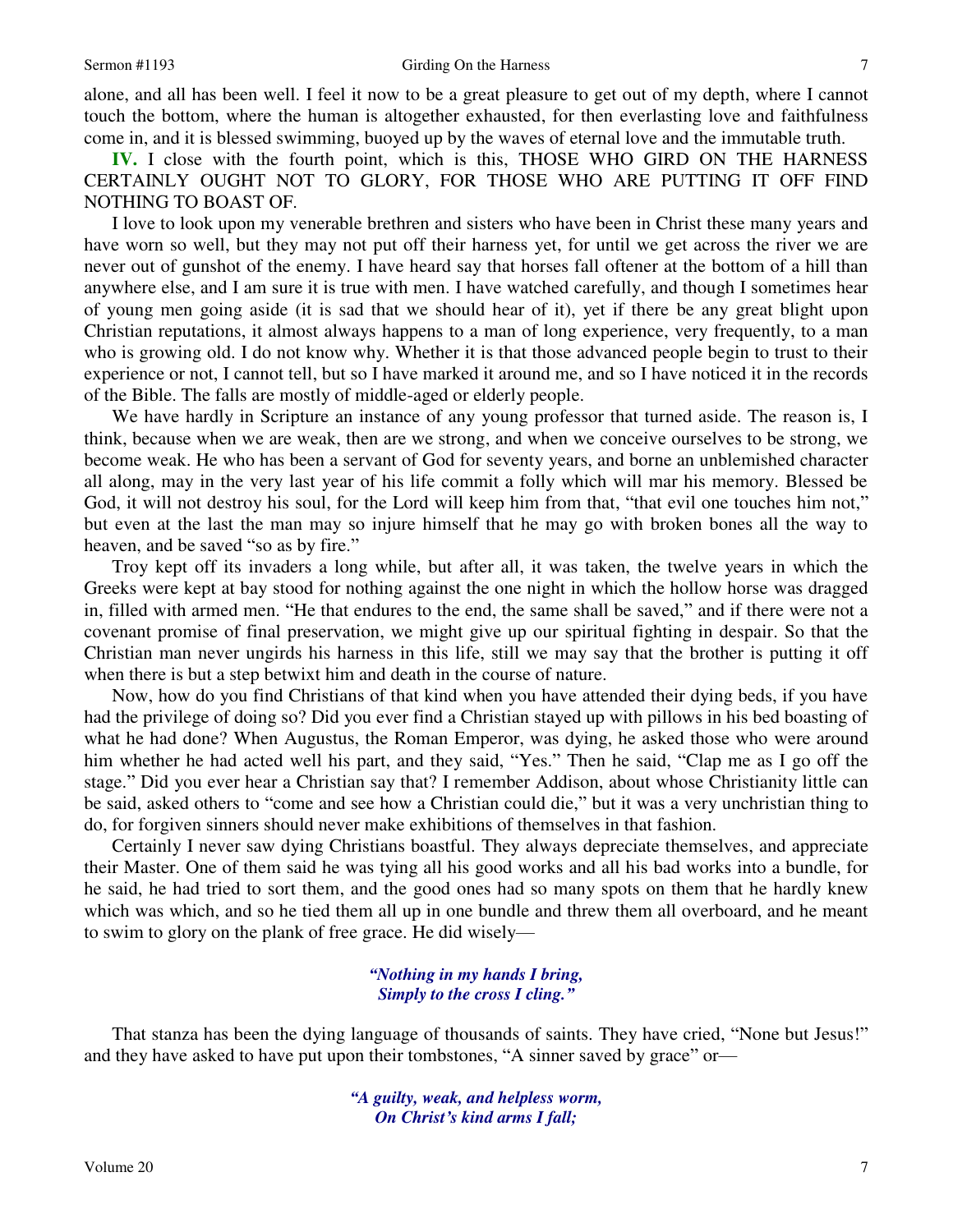alone, and all has been well. I feel it now to be a great pleasure to get out of my depth, where I cannot touch the bottom, where the human is altogether exhausted, for then everlasting love and faithfulness come in, and it is blessed swimming, buoyed up by the waves of eternal love and the immutable truth.

**IV.** I close with the fourth point, which is this, THOSE WHO GIRD ON THE HARNESS CERTAINLY OUGHT NOT TO GLORY, FOR THOSE WHO ARE PUTTING IT OFF FIND NOTHING TO BOAST OF.

I love to look upon my venerable brethren and sisters who have been in Christ these many years and have worn so well, but they may not put off their harness yet, for until we get across the river we are never out of gunshot of the enemy. I have heard say that horses fall oftener at the bottom of a hill than anywhere else, and I am sure it is true with men. I have watched carefully, and though I sometimes hear of young men going aside (it is sad that we should hear of it), yet if there be any great blight upon Christian reputations, it almost always happens to a man of long experience, very frequently, to a man who is growing old. I do not know why. Whether it is that those advanced people begin to trust to their experience or not, I cannot tell, but so I have marked it around me, and so I have noticed it in the records of the Bible. The falls are mostly of middle-aged or elderly people.

We have hardly in Scripture an instance of any young professor that turned aside. The reason is, I think, because when we are weak, then are we strong, and when we conceive ourselves to be strong, we become weak. He who has been a servant of God for seventy years, and borne an unblemished character all along, may in the very last year of his life commit a folly which will mar his memory. Blessed be God, it will not destroy his soul, for the Lord will keep him from that, "that evil one touches him not," but even at the last the man may so injure himself that he may go with broken bones all the way to heaven, and be saved "so as by fire."

Troy kept off its invaders a long while, but after all, it was taken, the twelve years in which the Greeks were kept at bay stood for nothing against the one night in which the hollow horse was dragged in, filled with armed men. "He that endures to the end, the same shall be saved," and if there were not a covenant promise of final preservation, we might give up our spiritual fighting in despair. So that the Christian man never ungirds his harness in this life, still we may say that the brother is putting it off when there is but a step betwixt him and death in the course of nature.

Now, how do you find Christians of that kind when you have attended their dying beds, if you have had the privilege of doing so? Did you ever find a Christian stayed up with pillows in his bed boasting of what he had done? When Augustus, the Roman Emperor, was dying, he asked those who were around him whether he had acted well his part, and they said, "Yes." Then he said, "Clap me as I go off the stage." Did you ever hear a Christian say that? I remember Addison, about whose Christianity little can be said, asked others to "come and see how a Christian could die," but it was a very unchristian thing to do, for forgiven sinners should never make exhibitions of themselves in that fashion.

Certainly I never saw dying Christians boastful. They always depreciate themselves, and appreciate their Master. One of them said he was tying all his good works and all his bad works into a bundle, for he said, he had tried to sort them, and the good ones had so many spots on them that he hardly knew which was which, and so he tied them all up in one bundle and threw them all overboard, and he meant to swim to glory on the plank of free grace. He did wisely—

*"Nothing in my hands I bring,*
*Simply to the cross I cling."*

That stanza has been the dying language of thousands of saints. They have cried, "None but Jesus!" and they have asked to have put upon their tombstones, "A sinner saved by grace" or—

*"A guilty, weak, and helpless worm,*
*On Christ's kind arms I fall;*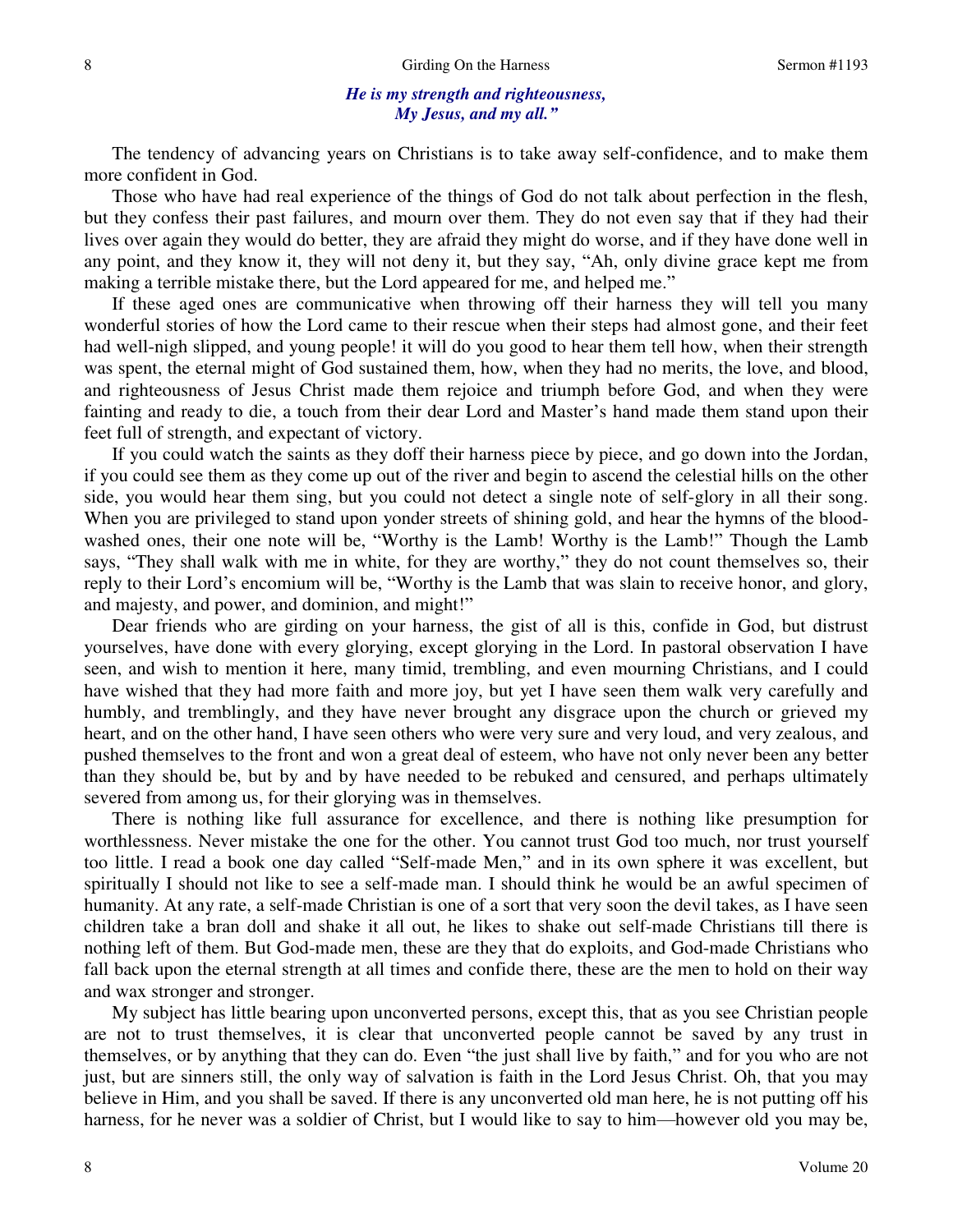*He is my strength and righteousness,*
*My Jesus, and my all."*

The tendency of advancing years on Christians is to take away self-confidence, and to make them more confident in God.

Those who have had real experience of the things of God do not talk about perfection in the flesh, but they confess their past failures, and mourn over them. They do not even say that if they had their lives over again they would do better, they are afraid they might do worse, and if they have done well in any point, and they know it, they will not deny it, but they say, "Ah, only divine grace kept me from making a terrible mistake there, but the Lord appeared for me, and helped me."

If these aged ones are communicative when throwing off their harness they will tell you many wonderful stories of how the Lord came to their rescue when their steps had almost gone, and their feet had well-nigh slipped, and young people! it will do you good to hear them tell how, when their strength was spent, the eternal might of God sustained them, how, when they had no merits, the love, and blood, and righteousness of Jesus Christ made them rejoice and triumph before God, and when they were fainting and ready to die, a touch from their dear Lord and Master's hand made them stand upon their feet full of strength, and expectant of victory.

If you could watch the saints as they doff their harness piece by piece, and go down into the Jordan, if you could see them as they come up out of the river and begin to ascend the celestial hills on the other side, you would hear them sing, but you could not detect a single note of self-glory in all their song. When you are privileged to stand upon yonder streets of shining gold, and hear the hymns of the blood-washed ones, their one note will be, "Worthy is the Lamb! Worthy is the Lamb!" Though the Lamb says, "They shall walk with me in white, for they are worthy," they do not count themselves so, their reply to their Lord's encomium will be, "Worthy is the Lamb that was slain to receive honor, and glory, and majesty, and power, and dominion, and might!"

Dear friends who are girding on your harness, the gist of all is this, confide in God, but distrust yourselves, have done with every glorying, except glorying in the Lord. In pastoral observation I have seen, and wish to mention it here, many timid, trembling, and even mourning Christians, and I could have wished that they had more faith and more joy, but yet I have seen them walk very carefully and humbly, and tremblingly, and they have never brought any disgrace upon the church or grieved my heart, and on the other hand, I have seen others who were very sure and very loud, and very zealous, and pushed themselves to the front and won a great deal of esteem, who have not only never been any better than they should be, but by and by have needed to be rebuked and censured, and perhaps ultimately severed from among us, for their glorying was in themselves.

There is nothing like full assurance for excellence, and there is nothing like presumption for worthlessness. Never mistake the one for the other. You cannot trust God too much, nor trust yourself too little. I read a book one day called "Self-made Men," and in its own sphere it was excellent, but spiritually I should not like to see a self-made man. I should think he would be an awful specimen of humanity. At any rate, a self-made Christian is one of a sort that very soon the devil takes, as I have seen children take a bran doll and shake it all out, he likes to shake out self-made Christians till there is nothing left of them. But God-made men, these are they that do exploits, and God-made Christians who fall back upon the eternal strength at all times and confide there, these are the men to hold on their way and wax stronger and stronger.

My subject has little bearing upon unconverted persons, except this, that as you see Christian people are not to trust themselves, it is clear that unconverted people cannot be saved by any trust in themselves, or by anything that they can do. Even "the just shall live by faith," and for you who are not just, but are sinners still, the only way of salvation is faith in the Lord Jesus Christ. Oh, that you may believe in Him, and you shall be saved. If there is any unconverted old man here, he is not putting off his harness, for he never was a soldier of Christ, but I would like to say to him—however old you may be,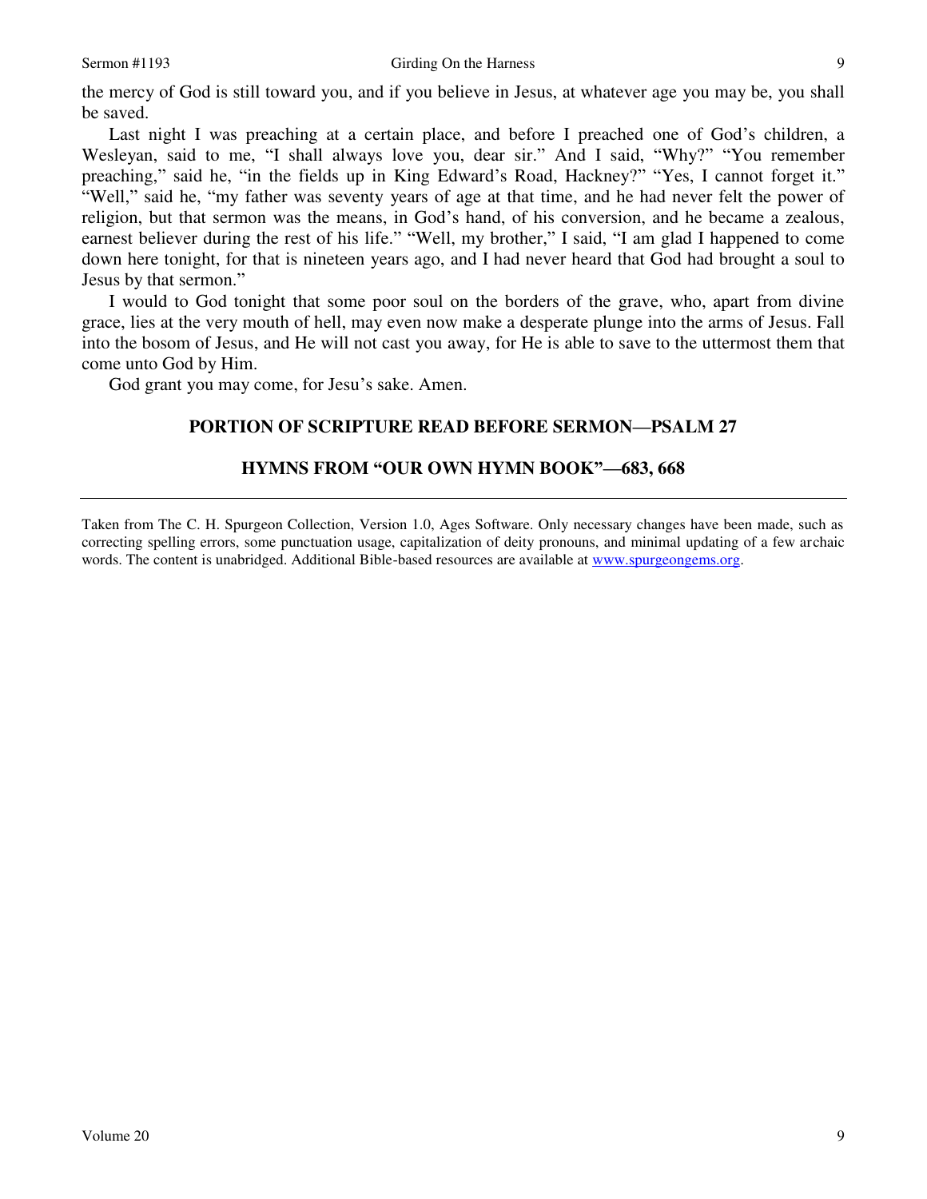the mercy of God is still toward you, and if you believe in Jesus, at whatever age you may be, you shall be saved.

Last night I was preaching at a certain place, and before I preached one of God's children, a Wesleyan, said to me, "I shall always love you, dear sir." And I said, "Why?" "You remember preaching," said he, "in the fields up in King Edward's Road, Hackney?" "Yes, I cannot forget it." "Well," said he, "my father was seventy years of age at that time, and he had never felt the power of religion, but that sermon was the means, in God's hand, of his conversion, and he became a zealous, earnest believer during the rest of his life." "Well, my brother," I said, "I am glad I happened to come down here tonight, for that is nineteen years ago, and I had never heard that God had brought a soul to Jesus by that sermon."

I would to God tonight that some poor soul on the borders of the grave, who, apart from divine grace, lies at the very mouth of hell, may even now make a desperate plunge into the arms of Jesus. Fall into the bosom of Jesus, and He will not cast you away, for He is able to save to the uttermost them that come unto God by Him.

God grant you may come, for Jesu's sake. Amen.

**PORTION OF SCRIPTURE READ BEFORE SERMON—PSALM 27**

**HYMNS FROM "OUR OWN HYMN BOOK"—683, 668**

---

Taken from The C. H. Spurgeon Collection, Version 1.0, Ages Software. Only necessary changes have been made, such as correcting spelling errors, some punctuation usage, capitalization of deity pronouns, and minimal updating of a few archaic words. The content is unabridged. Additional Bible-based resources are available at www.spurgeongems.org.